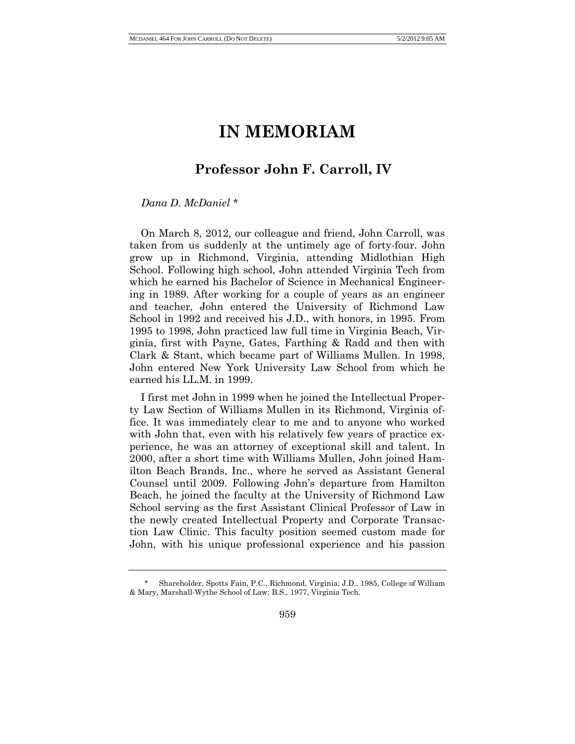# IN MEMORIAM

## Professor John F. Carroll, IV

*Dana D. McDaniel* *

On March 8, 2012, our colleague and friend, John Carroll, was taken from us suddenly at the untimely age of forty-four. John grew up in Richmond, Virginia, attending Midlothian High School. Following high school, John attended Virginia Tech from which he earned his Bachelor of Science in Mechanical Engineering in 1989. After working for a couple of years as an engineer and teacher, John entered the University of Richmond Law School in 1992 and received his J.D., with honors, in 1995. From 1995 to 1998, John practiced law full time in Virginia Beach, Virginia, first with Payne, Gates, Farthing & Radd and then with Clark & Stant, which became part of Williams Mullen. In 1998, John entered New York University Law School from which he earned his LL.M. in 1999.

I first met John in 1999 when he joined the Intellectual Property Law Section of Williams Mullen in its Richmond, Virginia office. It was immediately clear to me and to anyone who worked with John that, even with his relatively few years of practice experience, he was an attorney of exceptional skill and talent. In 2000, after a short time with Williams Mullen, John joined Hamilton Beach Brands, Inc., where he served as Assistant General Counsel until 2009. Following John's departure from Hamilton Beach, he joined the faculty at the University of Richmond Law School serving as the first Assistant Clinical Professor of Law in the newly created Intellectual Property and Corporate Transaction Law Clinic. This faculty position seemed custom made for John, with his unique professional experience and his passion

\* Shareholder, Spotts Fain, P.C., Richmond, Virginia; J.D., 1985, College of William & Mary, Marshall-Wythe School of Law; B.S., 1977, Virginia Tech.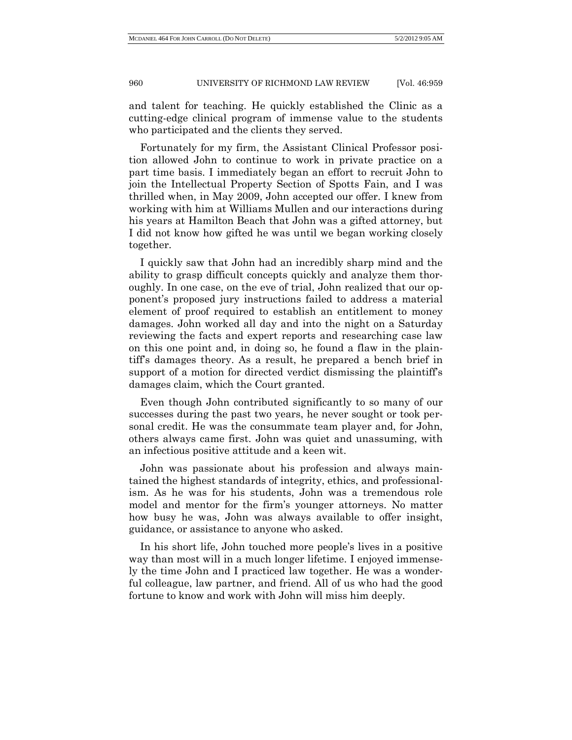and talent for teaching. He quickly established the Clinic as a cutting-edge clinical program of immense value to the students who participated and the clients they served.

Fortunately for my firm, the Assistant Clinical Professor position allowed John to continue to work in private practice on a part time basis. I immediately began an effort to recruit John to join the Intellectual Property Section of Spotts Fain, and I was thrilled when, in May 2009, John accepted our offer. I knew from working with him at Williams Mullen and our interactions during his years at Hamilton Beach that John was a gifted attorney, but I did not know how gifted he was until we began working closely together.

I quickly saw that John had an incredibly sharp mind and the ability to grasp difficult concepts quickly and analyze them thoroughly. In one case, on the eve of trial, John realized that our opponent's proposed jury instructions failed to address a material element of proof required to establish an entitlement to money damages. John worked all day and into the night on a Saturday reviewing the facts and expert reports and researching case law on this one point and, in doing so, he found a flaw in the plaintiff's damages theory. As a result, he prepared a bench brief in support of a motion for directed verdict dismissing the plaintiff's damages claim, which the Court granted.

Even though John contributed significantly to so many of our successes during the past two years, he never sought or took personal credit. He was the consummate team player and, for John, others always came first. John was quiet and unassuming, with an infectious positive attitude and a keen wit.

John was passionate about his profession and always maintained the highest standards of integrity, ethics, and professionalism. As he was for his students, John was a tremendous role model and mentor for the firm's younger attorneys. No matter how busy he was, John was always available to offer insight, guidance, or assistance to anyone who asked.

In his short life, John touched more people's lives in a positive way than most will in a much longer lifetime. I enjoyed immensely the time John and I practiced law together. He was a wonderful colleague, law partner, and friend. All of us who had the good fortune to know and work with John will miss him deeply.